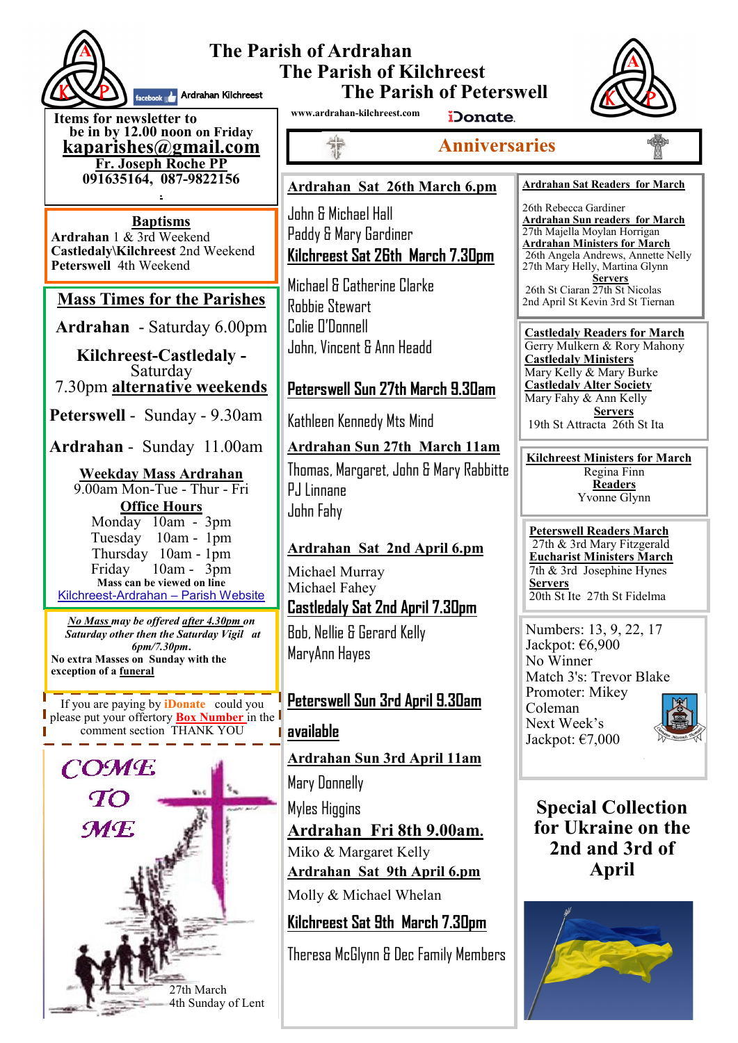# The Parish of Ardrahan
# The Parish of Kilchreest
# The Parish of Peterswell

Ardrahan Kilchreest

www.ardrahan-kilchreest.com

iDonate.

**Items for newsletter to be in by 12.00 noon on Friday**
**kaparishes@gmail.com**
**Fr. Joseph Roche PP**
**091635164, 087-9822156**

**Baptisms**
**Ardrahan** 1 & 3rd Weekend
**Castledaly\Kilchreest** 2nd Weekend
**Peterswell** 4th Weekend

## Mass Times for the Parishes

**Ardrahan** - Saturday 6.00pm

**Kilchreest-Castledaly** - Saturday 7.30pm **alternative weekends**

**Peterswell** - Sunday - 9.30am

**Ardrahan** - Sunday 11.00am

**Weekday Mass Ardrahan**
9.00am Mon-Tue - Thur - Fri

**Office Hours**
Monday 10am - 3pm
Tuesday 10am - 1pm
Thursday 10am - 1pm
Friday 10am - 3pm

**Mass can be viewed on line**
Kilchreest-Ardrahan – Parish Website

***No Mass may be offered after 4.30pm on Saturday other then the Saturday Vigil at 6pm/7.30pm.***
**No extra Masses on Sunday with the exception of a funeral**

If you are paying by **iDonate** could you please put your offertory **Box Number** in the comment section THANK YOU

COME TO ME

27th March
4th Sunday of Lent

## Anniversaries

**Ardrahan Sat 26th March 6.pm**
John & Michael Hall
Paddy & Mary Gardiner

**Kilchreest Sat 26th March 7.30pm**
Michael & Catherine Clarke
Robbie Stewart
Colie O'Donnell
John, Vincent & Ann Headd

**Peterswell Sun 27th March 9.30am**
Kathleen Kennedy Mts Mind

**Ardrahan Sun 27th March 11am**
Thomas, Margaret, John & Mary Rabbitte
PJ Linnane
John Fahy

**Ardrahan Sat 2nd April 6.pm**
Michael Murray
Michael Fahey

**Castledaly Sat 2nd April 7.30pm**
Bob, Nellie & Gerard Kelly
MaryAnn Hayes

**Peterswell Sun 3rd April 9.30am**
**available**

**Ardrahan Sun 3rd April 11am**
Mary Donnelly
Myles Higgins

**Ardrahan Fri 8th 9.00am.**
Miko & Margaret Kelly

**Ardrahan Sat 9th April 6.pm**
Molly & Michael Whelan

**Kilchreest Sat 9th March 7.30pm**
Theresa McGlynn & Dec Family Members

**Ardrahan Sat Readers for March**
26th Rebecca Gardiner
**Ardrahan Sun readers for March**
27th Majella Moylan Horrigan
**Ardrahan Ministers for March**
26th Angela Andrews, Annette Nelly
27th Mary Helly, Martina Glynn
**Servers**
26th St Ciaran 27th St Nicolas
2nd April St Kevin 3rd St Tiernan

**Castledaly Readers for March**
Gerry Mulkern & Rory Mahony
**Castledaly Ministers**
Mary Kelly & Mary Burke
**Castledaly Alter Society**
Mary Fahy & Ann Kelly
**Servers**
19th St Attracta 26th St Ita

**Kilchreest Ministers for March**
Regina Finn
**Readers**
Yvonne Glynn

**Peterswell Readers March**
27th & 3rd Mary Fitzgerald
**Eucharist Ministers March**
7th & 3rd Josephine Hynes
**Servers**
20th St Ite 27th St Fidelma

Numbers: 13, 9, 22, 17
Jackpot: €6,900
No Winner
Match 3's: Trevor Blake
Promoter: Mikey Coleman
Next Week's Jackpot: €7,000

## Special Collection for Ukraine on the 2nd and 3rd of April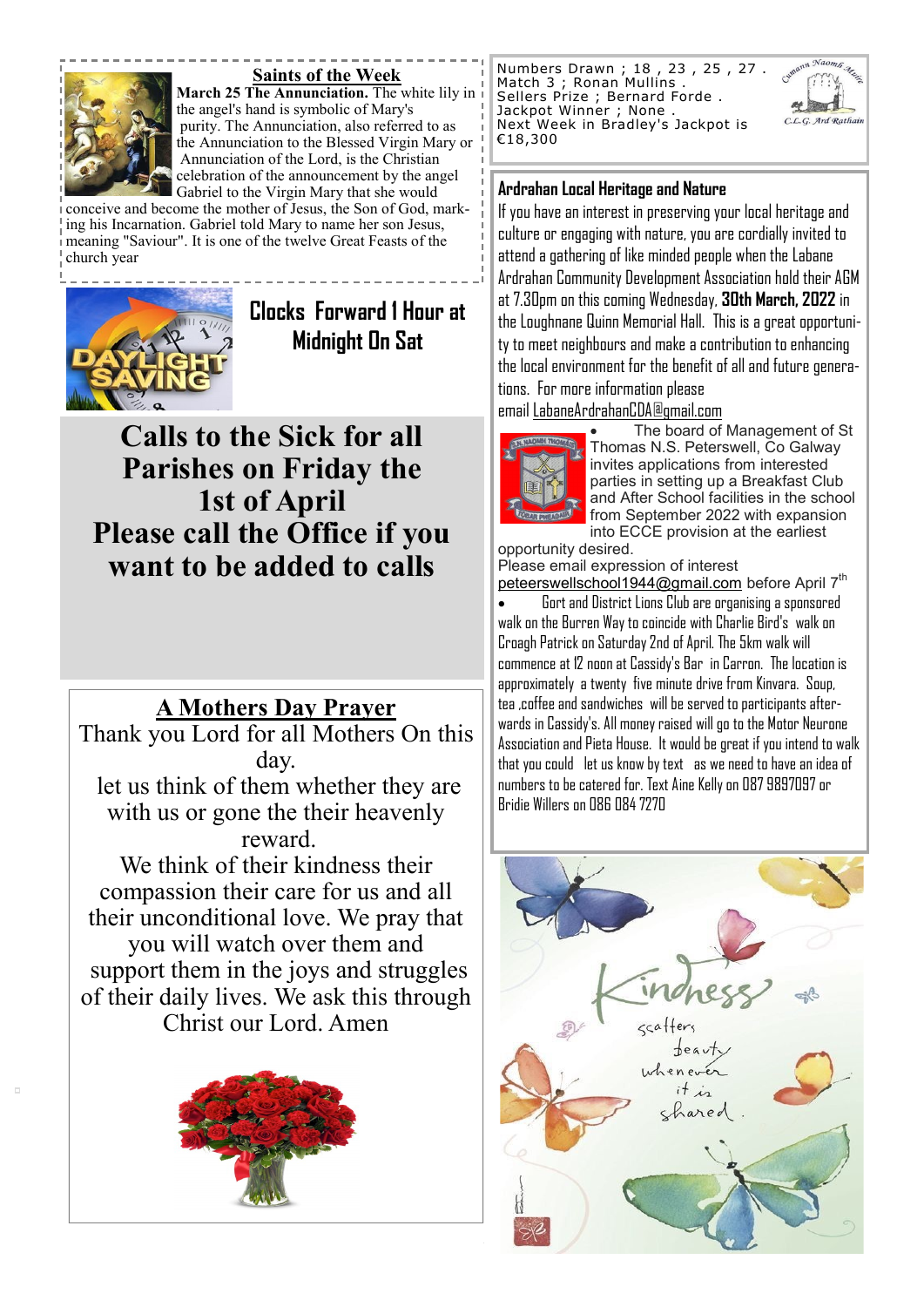## Saints of the Week

**March 25 The Annunciation.** The white lily in the angel's hand is symbolic of Mary's purity. The Annunciation, also referred to as the Annunciation to the Blessed Virgin Mary or Annunciation of the Lord, is the Christian celebration of the announcement by the angel Gabriel to the Virgin Mary that she would conceive and become the mother of Jesus, the Son of God, marking his Incarnation. Gabriel told Mary to name her son Jesus, meaning "Saviour". It is one of the twelve Great Feasts of the church year

## Clocks Forward 1 Hour at Midnight On Sat

## Calls to the Sick for all Parishes on Friday the 1st of April
## Please call the Office if you want to be added to calls

## A Mothers Day Prayer

Thank you Lord for all Mothers On this day.
let us think of them whether they are with us or gone the their heavenly reward.
We think of their kindness their compassion their care for us and all their unconditional love. We pray that you will watch over them and support them in the joys and struggles of their daily lives. We ask this through Christ our Lord. Amen

Numbers Drawn ; 18 , 23 , 25 , 27 .
Match 3 ; Ronan Mullins .
Sellers Prize ; Bernard Forde .
Jackpot Winner ; None .
Next Week in Bradley's Jackpot is €18,300

Cumann Naomh Muire
C.L.G. Ard Rathain

### Ardrahan Local Heritage and Nature

If you have an interest in preserving your local heritage and culture or engaging with nature, you are cordially invited to attend a gathering of like minded people when the Labane Ardrahan Community Development Association hold their AGM at 7.30pm on this coming Wednesday, **30th March, 2022** in the Loughnane Quinn Memorial Hall. This is a great opportunity to meet neighbours and make a contribution to enhancing the local environment for the benefit of all and future generations. For more information please email LabaneArdrahanCDA@gmail.com

- The board of Management of St Thomas N.S. Peterswell, Co Galway invites applications from interested parties in setting up a Breakfast Club and After School facilities in the school from September 2022 with expansion into ECCE provision at the earliest opportunity desired.
Please email expression of interest peteerswellschool1944@gmail.com before April 7th
- Gort and District Lions Club are organising a sponsored walk on the Burren Way to coincide with Charlie Bird's walk on Croagh Patrick on Saturday 2nd of April. The 5km walk will commence at 12 noon at Cassidy's Bar in Carron. The location is approximately a twenty five minute drive from Kinvara. Soup, tea ,coffee and sandwiches will be served to participants afterwards in Cassidy's. All money raised will go to the Motor Neurone Association and Pieta House. It would be great if you intend to walk that you could let us know by text as we need to have an idea of numbers to be catered for. Text Aine Kelly on 087 9897097 or Bridie Willers on 086 084 7270

Kindness scatters beauty whenever it is shared.